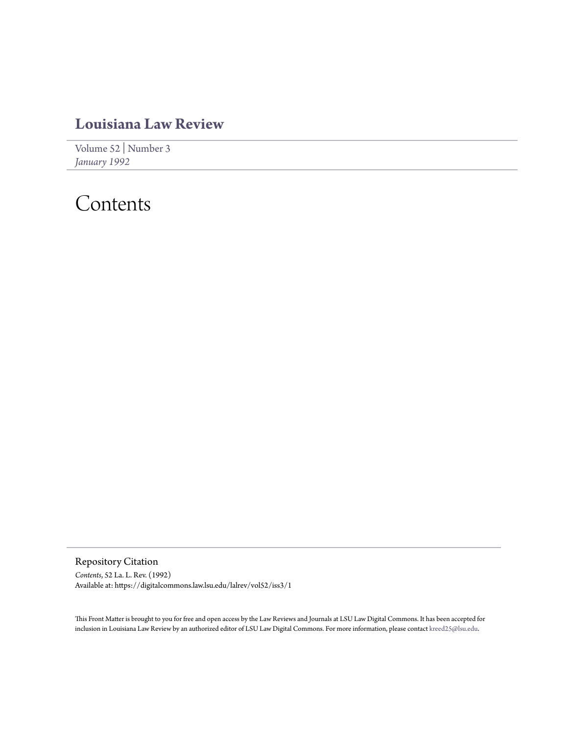# Louisiana Law Review

Volume 52 | Number 3
*January 1992*

# Contents

## Repository Citation

*Contents*, 52 La. L. Rev. (1992)
Available at: https://digitalcommons.law.lsu.edu/lalrev/vol52/iss3/1

This Front Matter is brought to you for free and open access by the Law Reviews and Journals at LSU Law Digital Commons. It has been accepted for inclusion in Louisiana Law Review by an authorized editor of LSU Law Digital Commons. For more information, please contact kreed25@lsu.edu.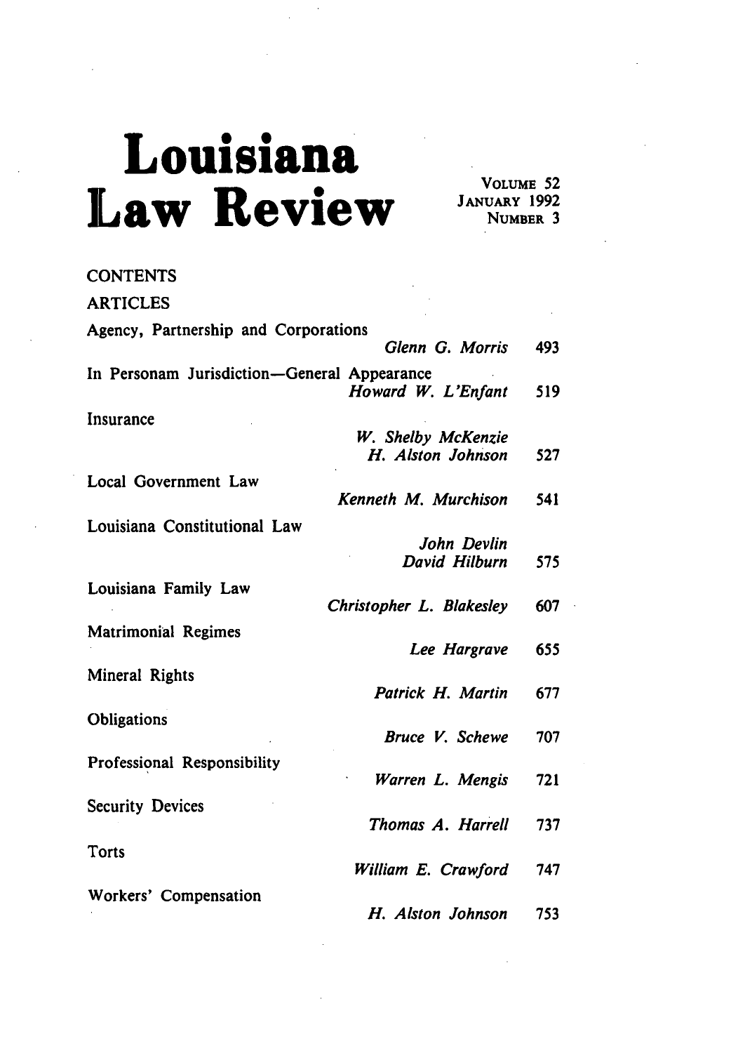# Louisiana Law Review

VOLUME 52
JANUARY 1992
NUMBER 3

CONTENTS

ARTICLES

| Article | Author(s) | Page |
|---|---|---|
| Agency, Partnership and Corporations | *Glenn G. Morris* | 493 |
| In Personam Jurisdiction—General Appearance | *Howard W. L'Enfant* | 519 |
| Insurance | *W. Shelby McKenzie*<br>*H. Alston Johnson* | 527 |
| Local Government Law | *Kenneth M. Murchison* | 541 |
| Louisiana Constitutional Law | *John Devlin*<br>*David Hilburn* | 575 |
| Louisiana Family Law | *Christopher L. Blakesley* | 607 |
| Matrimonial Regimes | *Lee Hargrave* | 655 |
| Mineral Rights | *Patrick H. Martin* | 677 |
| Obligations | *Bruce V. Schewe* | 707 |
| Professional Responsibility | *Warren L. Mengis* | 721 |
| Security Devices | *Thomas A. Harrell* | 737 |
| Torts | *William E. Crawford* | 747 |
| Workers' Compensation | *H. Alston Johnson* | 753 |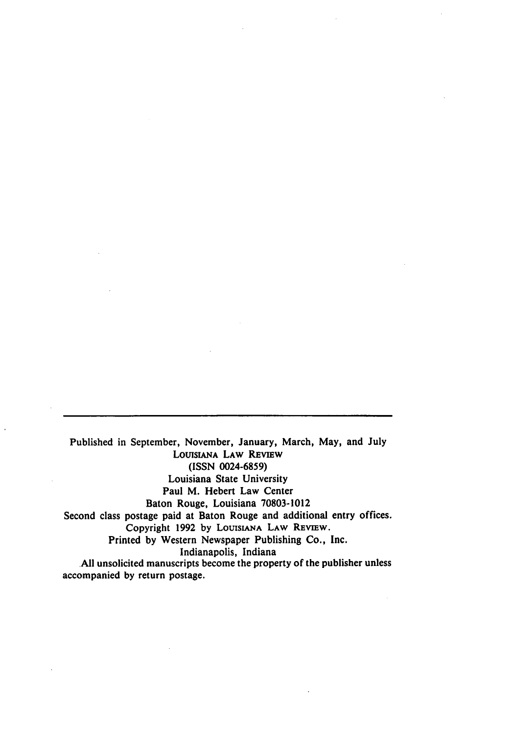---

Published in September, November, January, March, May, and July
LOUISIANA LAW REVIEW
(ISSN 0024-6859)
Louisiana State University
Paul M. Hebert Law Center
Baton Rouge, Louisiana 70803-1012
Second class postage paid at Baton Rouge and additional entry offices.
Copyright 1992 by LOUISIANA LAW REVIEW.
Printed by Western Newspaper Publishing Co., Inc.
Indianapolis, Indiana

All unsolicited manuscripts become the property of the publisher unless accompanied by return postage.